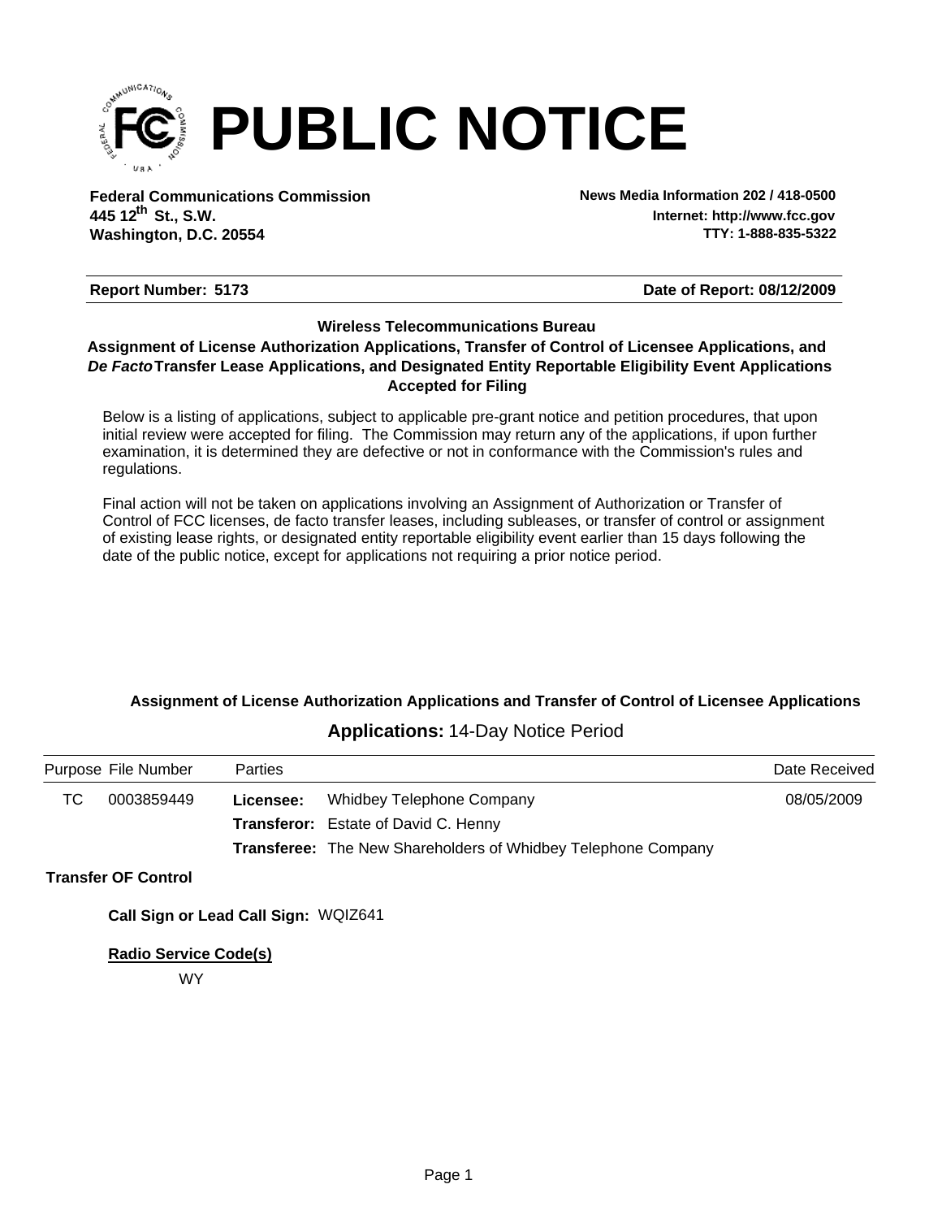# PUBLIC NOTICE

**Federal Communications Commission**
**445 12th St., S.W.**
**Washington, D.C. 20554**

**News Media Information 202 / 418-0500**
**Internet: http://www.fcc.gov**
**TTY: 1-888-835-5322**

**Report Number: 5173** | **Date of Report: 08/12/2009**

### Wireless Telecommunications Bureau

### Assignment of License Authorization Applications, Transfer of Control of Licensee Applications, and *De Facto* Transfer Lease Applications, and Designated Entity Reportable Eligibility Event Applications Accepted for Filing

Below is a listing of applications, subject to applicable pre-grant notice and petition procedures, that upon initial review were accepted for filing. The Commission may return any of the applications, if upon further examination, it is determined they are defective or not in conformance with the Commission's rules and regulations.

Final action will not be taken on applications involving an Assignment of Authorization or Transfer of Control of FCC licenses, de facto transfer leases, including subleases, or transfer of control or assignment of existing lease rights, or designated entity reportable eligibility event earlier than 15 days following the date of the public notice, except for applications not requiring a prior notice period.

#### Assignment of License Authorization Applications and Transfer of Control of Licensee Applications

**Applications:** 14-Day Notice Period

| Purpose | File Number | Parties | | Date Received |
|---|---|---|---|---|
| TC | 0003859449 | **Licensee:** | Whidbey Telephone Company | 08/05/2009 |
| | | **Transferor:** | Estate of David C. Henny | |
| | | **Transferee:** | The New Shareholders of Whidbey Telephone Company | |

**Transfer OF Control**

**Call Sign or Lead Call Sign:** WQIZ641

**Radio Service Code(s)**

WY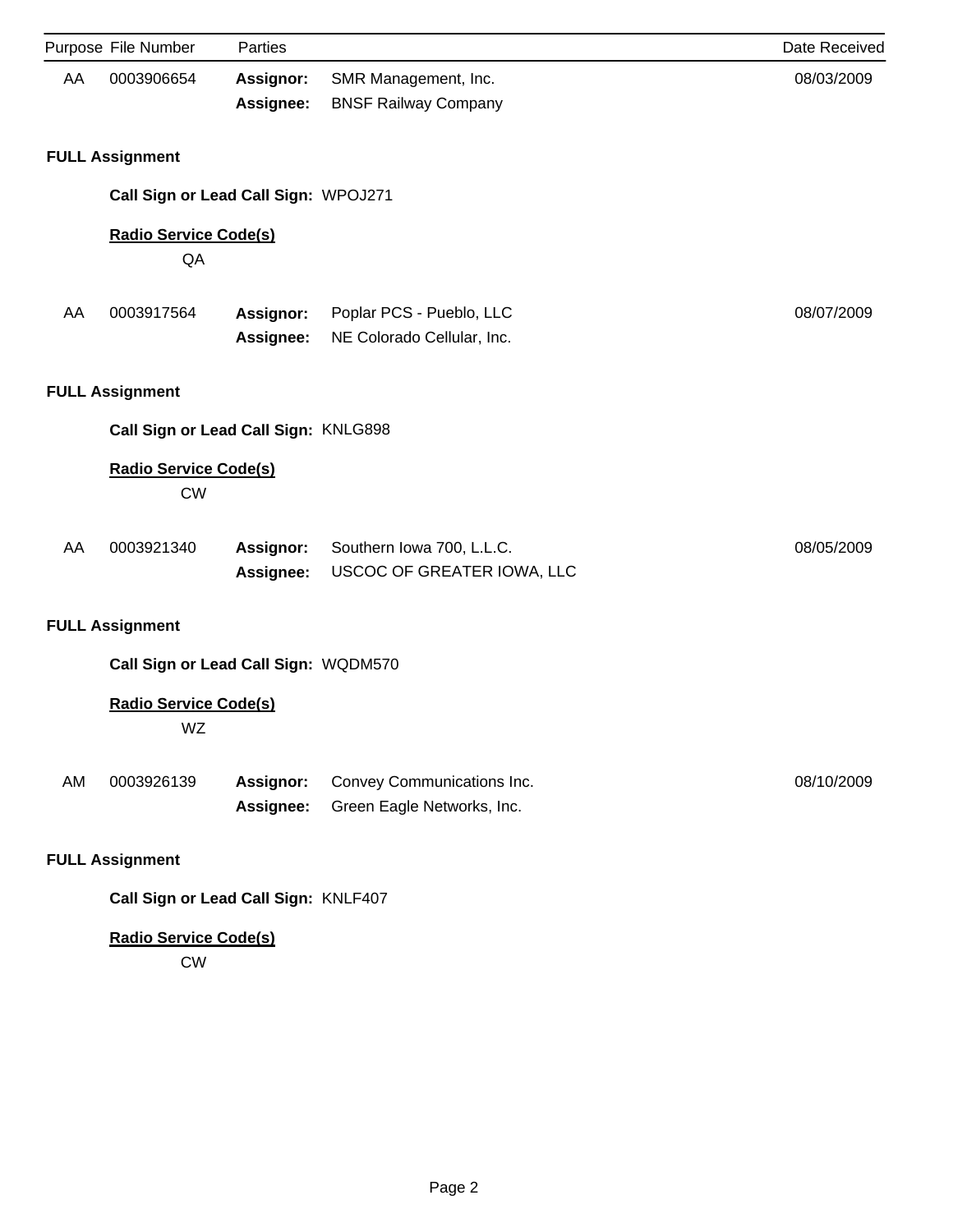| Purpose | File Number | Parties | | Date Received |
|---|---|---|---|---|
| AA | 0003906654 | **Assignor:** | SMR Management, Inc. | 08/03/2009 |
| | | **Assignee:** | BNSF Railway Company | |

**FULL Assignment**

**Call Sign or Lead Call Sign:** WPOJ271

**Radio Service Code(s)**

QA

| Purpose | File Number | Parties | | Date Received |
|---|---|---|---|---|
| AA | 0003917564 | **Assignor:** | Poplar PCS - Pueblo, LLC | 08/07/2009 |
| | | **Assignee:** | NE Colorado Cellular, Inc. | |

**FULL Assignment**

**Call Sign or Lead Call Sign:** KNLG898

**Radio Service Code(s)**

CW

| Purpose | File Number | Parties | | Date Received |
|---|---|---|---|---|
| AA | 0003921340 | **Assignor:** | Southern Iowa 700, L.L.C. | 08/05/2009 |
| | | **Assignee:** | USCOC OF GREATER IOWA, LLC | |

**FULL Assignment**

**Call Sign or Lead Call Sign:** WQDM570

**Radio Service Code(s)**

WZ

| Purpose | File Number | Parties | | Date Received |
|---|---|---|---|---|
| AM | 0003926139 | **Assignor:** | Convey Communications Inc. | 08/10/2009 |
| | | **Assignee:** | Green Eagle Networks, Inc. | |

**FULL Assignment**

**Call Sign or Lead Call Sign:** KNLF407

**Radio Service Code(s)**

CW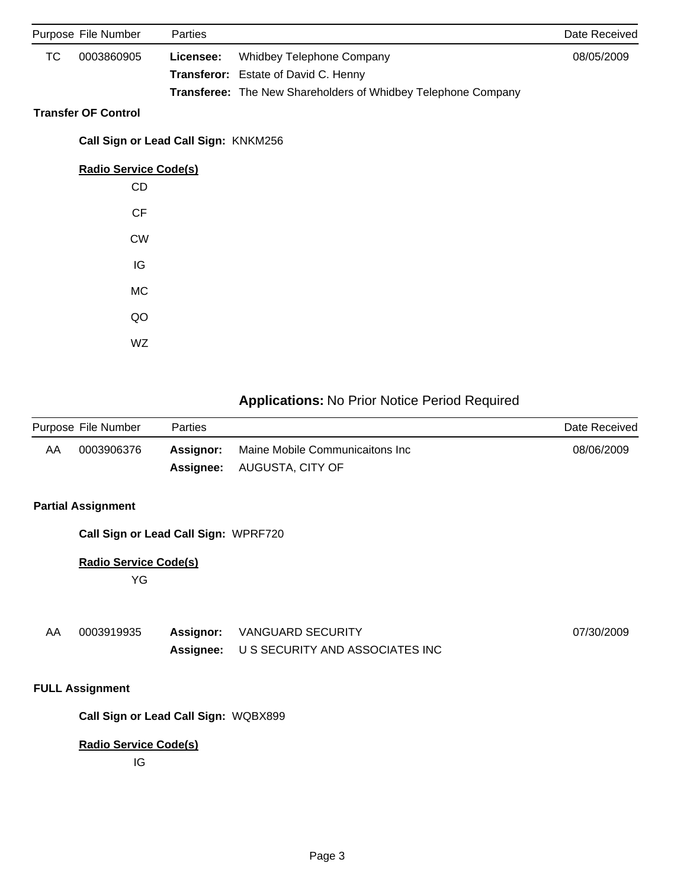| Purpose | File Number | Parties | | Date Received |
|---|---|---|---|---|
| TC | 0003860905 | **Licensee:** | Whidbey Telephone Company | 08/05/2009 |
| | | **Transferor:** | Estate of David C. Henny | |
| | | **Transferee:** | The New Shareholders of Whidbey Telephone Company | |

**Transfer OF Control**

**Call Sign or Lead Call Sign:** KNKM256

**Radio Service Code(s)**

CD

CF

CW

IG

MC

QO

WZ

## **Applications:** No Prior Notice Period Required

| Purpose | File Number | Parties | | Date Received |
|---|---|---|---|---|
| AA | 0003906376 | **Assignor:** | Maine Mobile Communicaitons Inc | 08/06/2009 |
| | | **Assignee:** | AUGUSTA, CITY OF | |

**Partial Assignment**

**Call Sign or Lead Call Sign:** WPRF720

**Radio Service Code(s)**

YG

| Purpose | File Number | Parties | | Date Received |
|---|---|---|---|---|
| AA | 0003919935 | **Assignor:** | VANGUARD SECURITY | 07/30/2009 |
| | | **Assignee:** | U S SECURITY AND ASSOCIATES INC | |

**FULL Assignment**

**Call Sign or Lead Call Sign:** WQBX899

**Radio Service Code(s)**

IG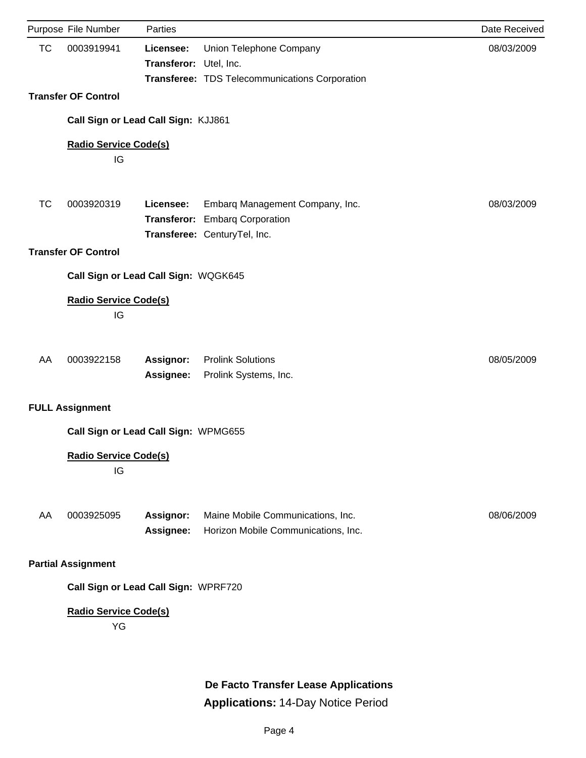| Purpose | File Number | Parties | | Date Received |
|---|---|---|---|---|
| TC | 0003919941 | **Licensee:** | Union Telephone Company | 08/03/2009 |
| | | **Transferor:** | Utel, Inc. | |
| | | **Transferee:** | TDS Telecommunications Corporation | |

**Transfer OF Control**

**Call Sign or Lead Call Sign:** KJJ861

**Radio Service Code(s)**

IG

| Purpose | File Number | Parties | | Date Received |
|---|---|---|---|---|
| TC | 0003920319 | **Licensee:** | Embarq Management Company, Inc. | 08/03/2009 |
| | | **Transferor:** | Embarq Corporation | |
| | | **Transferee:** | CenturyTel, Inc. | |

**Transfer OF Control**

**Call Sign or Lead Call Sign:** WQGK645

**Radio Service Code(s)**

IG

| Purpose | File Number | Parties | | Date Received |
|---|---|---|---|---|
| AA | 0003922158 | **Assignor:** | Prolink Solutions | 08/05/2009 |
| | | **Assignee:** | Prolink Systems, Inc. | |

**FULL Assignment**

**Call Sign or Lead Call Sign:** WPMG655

**Radio Service Code(s)**

IG

| Purpose | File Number | Parties | | Date Received |
|---|---|---|---|---|
| AA | 0003925095 | **Assignor:** | Maine Mobile Communications, Inc. | 08/06/2009 |
| | | **Assignee:** | Horizon Mobile Communications, Inc. | |

**Partial Assignment**

**Call Sign or Lead Call Sign:** WPRF720

**Radio Service Code(s)**

YG

## De Facto Transfer Lease Applications

**Applications:** 14-Day Notice Period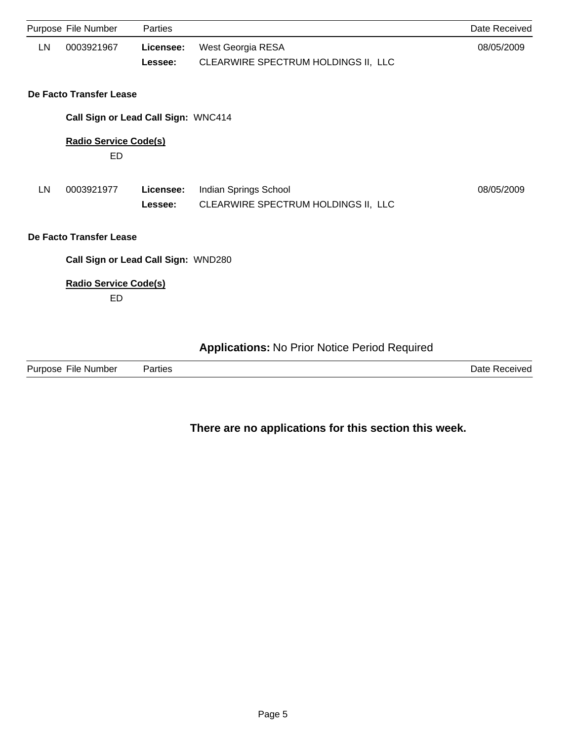| Purpose | File Number | Parties | | Date Received |
|---|---|---|---|---|
| LN | 0003921967 | **Licensee:** | West Georgia RESA | 08/05/2009 |
| | | **Lessee:** | CLEARWIRE SPECTRUM HOLDINGS II, LLC | |

**De Facto Transfer Lease**

**Call Sign or Lead Call Sign:** WNC414

**Radio Service Code(s)**

ED

| Purpose | File Number | Parties | | Date Received |
|---|---|---|---|---|
| LN | 0003921977 | **Licensee:** | Indian Springs School | 08/05/2009 |
| | | **Lessee:** | CLEARWIRE SPECTRUM HOLDINGS II, LLC | |

**De Facto Transfer Lease**

**Call Sign or Lead Call Sign:** WND280

**Radio Service Code(s)**

ED

## **Applications:** No Prior Notice Period Required

| Purpose | File Number | Parties | Date Received |
|---|---|---|---|

**There are no applications for this section this week.**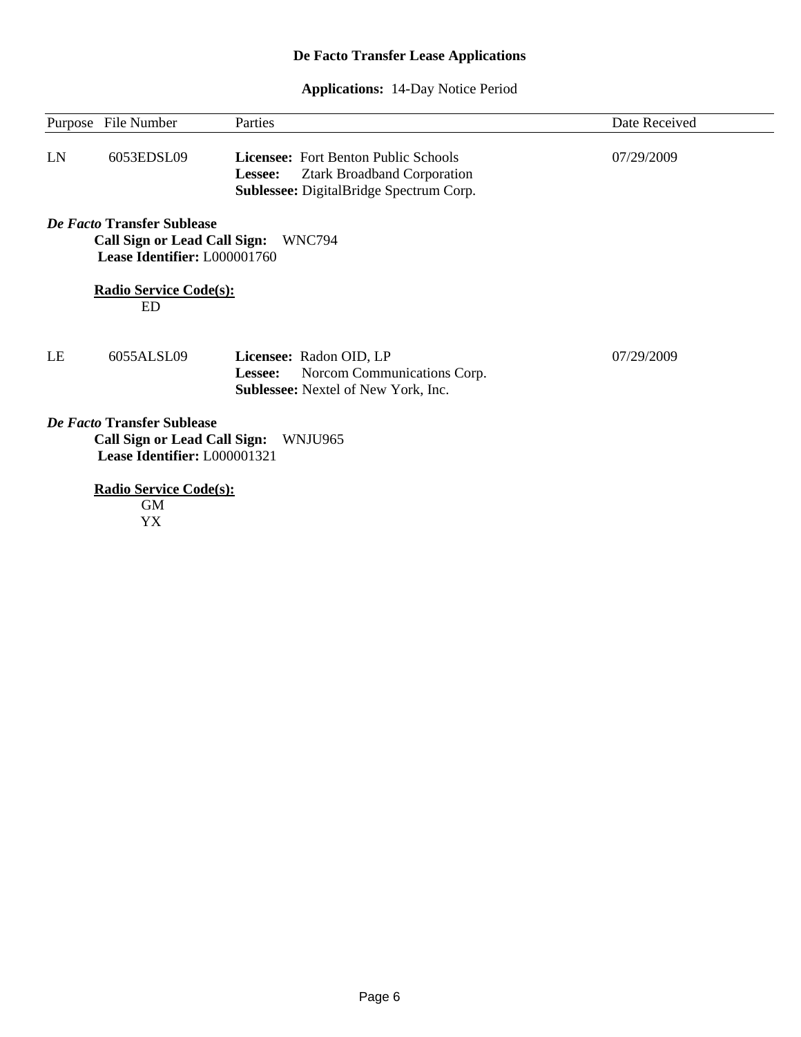## De Facto Transfer Lease Applications

**Applications:** 14-Day Notice Period

| Purpose | File Number | Parties | Date Received |
|---|---|---|---|
| LN | 6053EDSL09 | **Licensee:** Fort Benton Public Schools<br>**Lessee:** Ztark Broadband Corporation<br>**Sublessee:** DigitalBridge Spectrum Corp. | 07/29/2009 |

***De Facto* Transfer Sublease**

**Call Sign or Lead Call Sign:** WNC794

**Lease Identifier:** L000001760

**Radio Service Code(s):**

ED

| Purpose | File Number | Parties | Date Received |
|---|---|---|---|
| LE | 6055ALSL09 | **Licensee:** Radon OID, LP<br>**Lessee:** Norcom Communications Corp.<br>**Sublessee:** Nextel of New York, Inc. | 07/29/2009 |

***De Facto* Transfer Sublease**

**Call Sign or Lead Call Sign:** WNJU965

**Lease Identifier:** L000001321

**Radio Service Code(s):**

GM

YX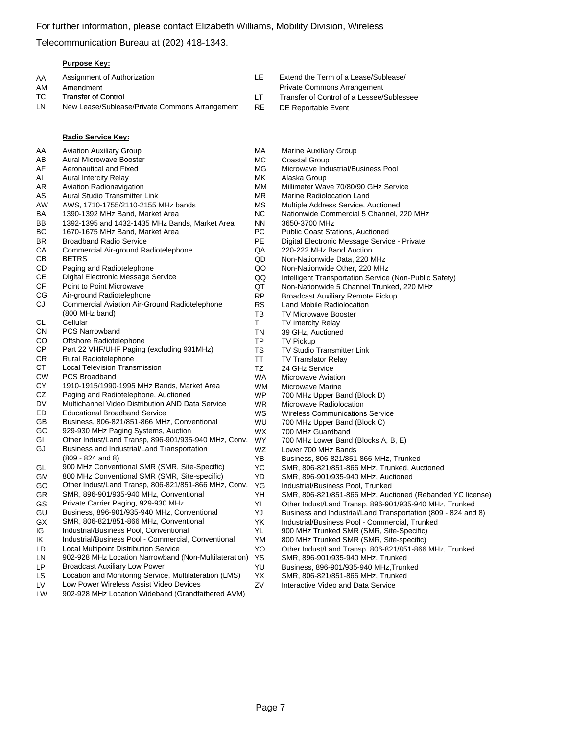For further information, please contact Elizabeth Williams, Mobility Division, Wireless Telecommunication Bureau at (202) 418-1343.

**Purpose Key:**

| Code | Description |
|---|---|
| AA | Assignment of Authorization |
| AM | Amendment |
| TC | Transfer of Control |
| LN | New Lease/Sublease/Private Commons Arrangement |
| LE | Extend the Term of a Lease/Sublease/ Private Commons Arrangement |
| LT | Transfer of Control of a Lessee/Sublessee |
| RE | DE Reportable Event |

**Radio Service Key:**

| Code | Description |
|---|---|
| AA | Aviation Auxiliary Group |
| AB | Aural Microwave Booster |
| AF | Aeronautical and Fixed |
| AI | Aural Intercity Relay |
| AR | Aviation Radionavigation |
| AS | Aural Studio Transmitter Link |
| AW | AWS, 1710-1755/2110-2155 MHz bands |
| BA | 1390-1392 MHz Band, Market Area |
| BB | 1392-1395 and 1432-1435 MHz Bands, Market Area |
| BC | 1670-1675 MHz Band, Market Area |
| BR | Broadband Radio Service |
| CA | Commercial Air-ground Radiotelephone |
| CB | BETRS |
| CD | Paging and Radiotelephone |
| CE | Digital Electronic Message Service |
| CF | Point to Point Microwave |
| CG | Air-ground Radiotelephone |
| CJ | Commercial Aviation Air-Ground Radiotelephone (800 MHz band) |
| CL | Cellular |
| CN | PCS Narrowband |
| CO | Offshore Radiotelephone |
| CP | Part 22 VHF/UHF Paging (excluding 931MHz) |
| CR | Rural Radiotelephone |
| CT | Local Television Transmission |
| CW | PCS Broadband |
| CY | 1910-1915/1990-1995 MHz Bands, Market Area |
| CZ | Paging and Radiotelephone, Auctioned |
| DV | Multichannel Video Distribution AND Data Service |
| ED | Educational Broadband Service |
| GB | Business, 806-821/851-866 MHz, Conventional |
| GC | 929-930 MHz Paging Systems, Auction |
| GI | Other Indust/Land Transp, 896-901/935-940 MHz, Conv. |
| GJ | Business and Industrial/Land Transportation (809 - 824 and 8) |
| GL | 900 MHz Conventional SMR (SMR, Site-Specific) |
| GM | 800 MHz Conventional SMR (SMR, Site-specific) |
| GO | Other Indust/Land Transp, 806-821/851-866 MHz, Conv. |
| GR | SMR, 896-901/935-940 MHz, Conventional |
| GS | Private Carrier Paging, 929-930 MHz |
| GU | Business, 896-901/935-940 MHz, Conventional |
| GX | SMR, 806-821/851-866 MHz, Conventional |
| IG | Industrial/Business Pool, Conventional |
| IK | Industrial/Business Pool - Commercial, Conventional |
| LD | Local Multipoint Distribution Service |
| LN | 902-928 MHz Location Narrowband (Non-Multilateration) |
| LP | Broadcast Auxiliary Low Power |
| LS | Location and Monitoring Service, Multilateration (LMS) |
| LV | Low Power Wireless Assist Video Devices |
| LW | 902-928 MHz Location Wideband (Grandfathered AVM) |
| MA | Marine Auxiliary Group |
| MC | Coastal Group |
| MG | Microwave Industrial/Business Pool |
| MK | Alaska Group |
| MM | Millimeter Wave 70/80/90 GHz Service |
| MR | Marine Radiolocation Land |
| MS | Multiple Address Service, Auctioned |
| NC | Nationwide Commercial 5 Channel, 220 MHz |
| NN | 3650-3700 MHz |
| PC | Public Coast Stations, Auctioned |
| PE | Digital Electronic Message Service - Private |
| QA | 220-222 MHz Band Auction |
| QD | Non-Nationwide Data, 220 MHz |
| QO | Non-Nationwide Other, 220 MHz |
| QQ | Intelligent Transportation Service (Non-Public Safety) |
| QT | Non-Nationwide 5 Channel Trunked, 220 MHz |
| RP | Broadcast Auxiliary Remote Pickup |
| RS | Land Mobile Radiolocation |
| TB | TV Microwave Booster |
| TI | TV Intercity Relay |
| TN | 39 GHz, Auctioned |
| TP | TV Pickup |
| TS | TV Studio Transmitter Link |
| TT | TV Translator Relay |
| TZ | 24 GHz Service |
| WA | Microwave Aviation |
| WM | Microwave Marine |
| WP | 700 MHz Upper Band (Block D) |
| WR | Microwave Radiolocation |
| WS | Wireless Communications Service |
| WU | 700 MHz Upper Band (Block C) |
| WX | 700 MHz Guardband |
| WY | 700 MHz Lower Band (Blocks A, B, E) |
| WZ | Lower 700 MHz Bands |
| YB | Business, 806-821/851-866 MHz, Trunked |
| YC | SMR, 806-821/851-866 MHz, Trunked, Auctioned |
| YD | SMR, 896-901/935-940 MHz, Auctioned |
| YG | Industrial/Business Pool, Trunked |
| YH | SMR, 806-821/851-866 MHz, Auctioned (Rebanded YC license) |
| YI | Other Indust/Land Transp. 896-901/935-940 MHz, Trunked |
| YJ | Business and Industrial/Land Transportation (809 - 824 and 8) |
| YK | Industrial/Business Pool - Commercial, Trunked |
| YL | 900 MHz Trunked SMR (SMR, Site-Specific) |
| YM | 800 MHz Trunked SMR (SMR, Site-specific) |
| YO | Other Indust/Land Transp. 806-821/851-866 MHz, Trunked |
| YS | SMR, 896-901/935-940 MHz, Trunked |
| YU | Business, 896-901/935-940 MHz,Trunked |
| YX | SMR, 806-821/851-866 MHz, Trunked |
| ZV | Interactive Video and Data Service |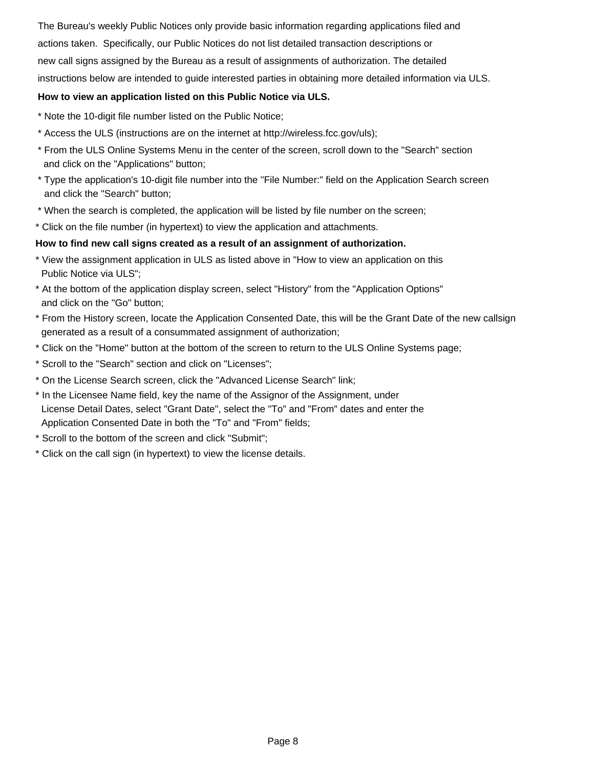The Bureau's weekly Public Notices only provide basic information regarding applications filed and actions taken. Specifically, our Public Notices do not list detailed transaction descriptions or new call signs assigned by the Bureau as a result of assignments of authorization. The detailed instructions below are intended to guide interested parties in obtaining more detailed information via ULS.

**How to view an application listed on this Public Notice via ULS.**

- Note the 10-digit file number listed on the Public Notice;
- Access the ULS (instructions are on the internet at http://wireless.fcc.gov/uls);
- From the ULS Online Systems Menu in the center of the screen, scroll down to the "Search" section and click on the "Applications" button;
- Type the application's 10-digit file number into the "File Number:" field on the Application Search screen and click the "Search" button;
- When the search is completed, the application will be listed by file number on the screen;
- Click on the file number (in hypertext) to view the application and attachments.

**How to find new call signs created as a result of an assignment of authorization.**

- View the assignment application in ULS as listed above in "How to view an application on this Public Notice via ULS";
- At the bottom of the application display screen, select "History" from the "Application Options" and click on the "Go" button;
- From the History screen, locate the Application Consented Date, this will be the Grant Date of the new callsign generated as a result of a consummated assignment of authorization;
- Click on the "Home" button at the bottom of the screen to return to the ULS Online Systems page;
- Scroll to the "Search" section and click on "Licenses";
- On the License Search screen, click the "Advanced License Search" link;
- In the Licensee Name field, key the name of the Assignor of the Assignment, under License Detail Dates, select "Grant Date", select the "To" and "From" dates and enter the Application Consented Date in both the "To" and "From" fields;
- Scroll to the bottom of the screen and click "Submit";
- Click on the call sign (in hypertext) to view the license details.